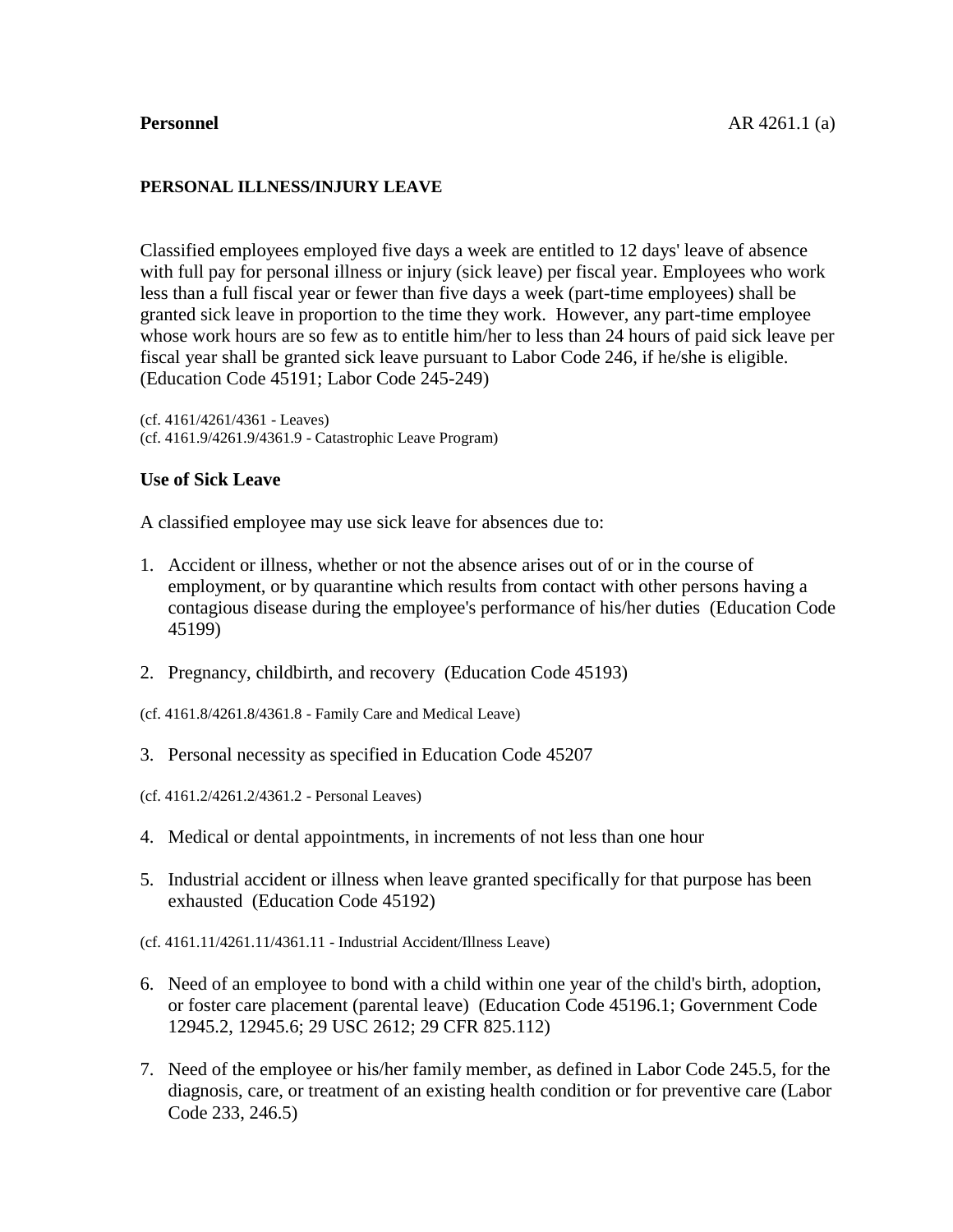**Personnel**

# PERSONAL ILLNESS/INJURY LEAVE

Classified employees employed five days a week are entitled to 12 days' leave of absence with full pay for personal illness or injury (sick leave) per fiscal year. Employees who work less than a full fiscal year or fewer than five days a week (part-time employees) shall be granted sick leave in proportion to the time they work. However, any part-time employee whose work hours are so few as to entitle him/her to less than 24 hours of paid sick leave per fiscal year shall be granted sick leave pursuant to Labor Code 246, if he/she is eligible. (Education Code 45191; Labor Code 245-249)

(cf. 4161/4261/4361 - Leaves)
(cf. 4161.9/4261.9/4361.9 - Catastrophic Leave Program)

## Use of Sick Leave

A classified employee may use sick leave for absences due to:

1. Accident or illness, whether or not the absence arises out of or in the course of employment, or by quarantine which results from contact with other persons having a contagious disease during the employee's performance of his/her duties (Education Code 45199)

2. Pregnancy, childbirth, and recovery (Education Code 45193)

(cf. 4161.8/4261.8/4361.8 - Family Care and Medical Leave)

3. Personal necessity as specified in Education Code 45207

(cf. 4161.2/4261.2/4361.2 - Personal Leaves)

4. Medical or dental appointments, in increments of not less than one hour

5. Industrial accident or illness when leave granted specifically for that purpose has been exhausted (Education Code 45192)

(cf. 4161.11/4261.11/4361.11 - Industrial Accident/Illness Leave)

6. Need of an employee to bond with a child within one year of the child's birth, adoption, or foster care placement (parental leave) (Education Code 45196.1; Government Code 12945.2, 12945.6; 29 USC 2612; 29 CFR 825.112)

7. Need of the employee or his/her family member, as defined in Labor Code 245.5, for the diagnosis, care, or treatment of an existing health condition or for preventive care (Labor Code 233, 246.5)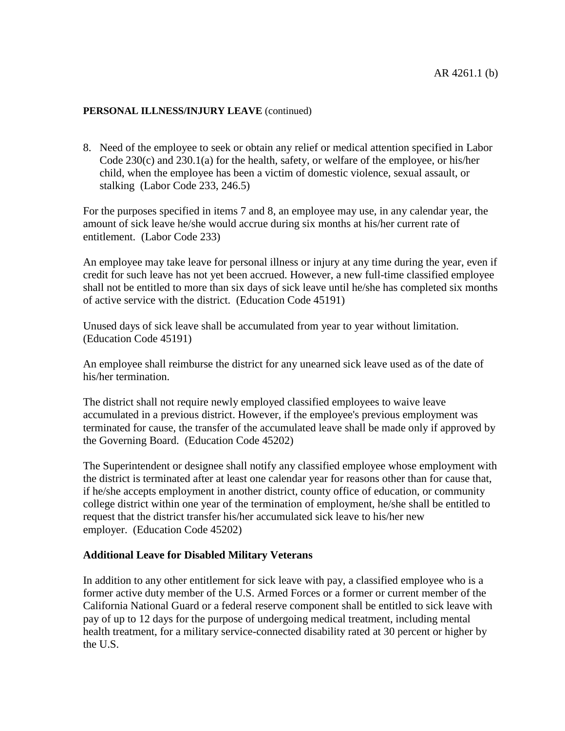**PERSONAL ILLNESS/INJURY LEAVE** (continued)

8. Need of the employee to seek or obtain any relief or medical attention specified in Labor Code 230(c) and 230.1(a) for the health, safety, or welfare of the employee, or his/her child, when the employee has been a victim of domestic violence, sexual assault, or stalking (Labor Code 233, 246.5)

For the purposes specified in items 7 and 8, an employee may use, in any calendar year, the amount of sick leave he/she would accrue during six months at his/her current rate of entitlement. (Labor Code 233)

An employee may take leave for personal illness or injury at any time during the year, even if credit for such leave has not yet been accrued. However, a new full-time classified employee shall not be entitled to more than six days of sick leave until he/she has completed six months of active service with the district. (Education Code 45191)

Unused days of sick leave shall be accumulated from year to year without limitation. (Education Code 45191)

An employee shall reimburse the district for any unearned sick leave used as of the date of his/her termination.

The district shall not require newly employed classified employees to waive leave accumulated in a previous district. However, if the employee's previous employment was terminated for cause, the transfer of the accumulated leave shall be made only if approved by the Governing Board. (Education Code 45202)

The Superintendent or designee shall notify any classified employee whose employment with the district is terminated after at least one calendar year for reasons other than for cause that, if he/she accepts employment in another district, county office of education, or community college district within one year of the termination of employment, he/she shall be entitled to request that the district transfer his/her accumulated sick leave to his/her new employer. (Education Code 45202)

**Additional Leave for Disabled Military Veterans**

In addition to any other entitlement for sick leave with pay, a classified employee who is a former active duty member of the U.S. Armed Forces or a former or current member of the California National Guard or a federal reserve component shall be entitled to sick leave with pay of up to 12 days for the purpose of undergoing medical treatment, including mental health treatment, for a military service-connected disability rated at 30 percent or higher by the U.S.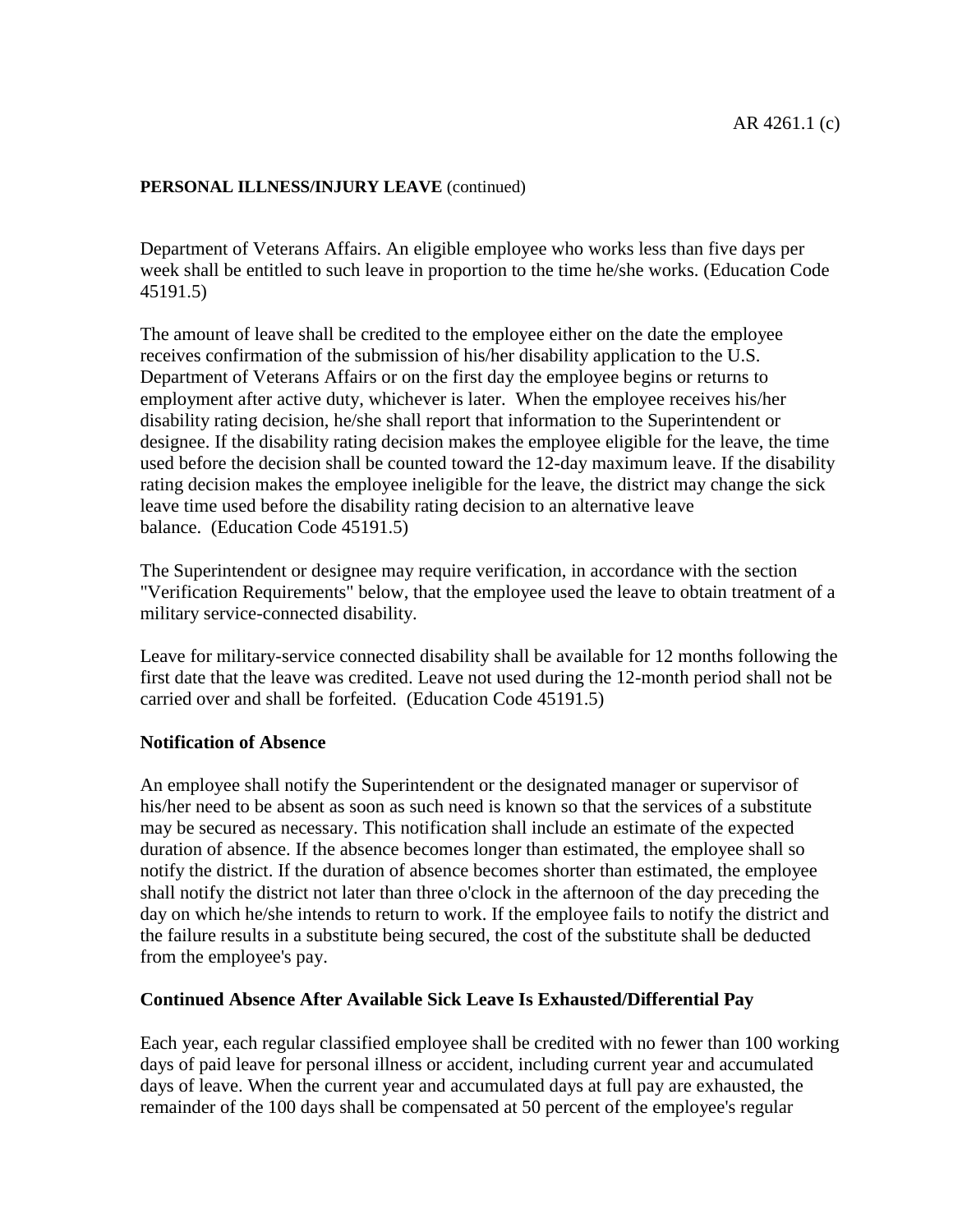Department of Veterans Affairs. An eligible employee who works less than five days per week shall be entitled to such leave in proportion to the time he/she works. (Education Code 45191.5)

The amount of leave shall be credited to the employee either on the date the employee receives confirmation of the submission of his/her disability application to the U.S. Department of Veterans Affairs or on the first day the employee begins or returns to employment after active duty, whichever is later. When the employee receives his/her disability rating decision, he/she shall report that information to the Superintendent or designee. If the disability rating decision makes the employee eligible for the leave, the time used before the decision shall be counted toward the 12-day maximum leave. If the disability rating decision makes the employee ineligible for the leave, the district may change the sick leave time used before the disability rating decision to an alternative leave balance. (Education Code 45191.5)

The Superintendent or designee may require verification, in accordance with the section "Verification Requirements" below, that the employee used the leave to obtain treatment of a military service-connected disability.

Leave for military-service connected disability shall be available for 12 months following the first date that the leave was credited. Leave not used during the 12-month period shall not be carried over and shall be forfeited. (Education Code 45191.5)

**Notification of Absence**

An employee shall notify the Superintendent or the designated manager or supervisor of his/her need to be absent as soon as such need is known so that the services of a substitute may be secured as necessary. This notification shall include an estimate of the expected duration of absence. If the absence becomes longer than estimated, the employee shall so notify the district. If the duration of absence becomes shorter than estimated, the employee shall notify the district not later than three o'clock in the afternoon of the day preceding the day on which he/she intends to return to work. If the employee fails to notify the district and the failure results in a substitute being secured, the cost of the substitute shall be deducted from the employee's pay.

**Continued Absence After Available Sick Leave Is Exhausted/Differential Pay**

Each year, each regular classified employee shall be credited with no fewer than 100 working days of paid leave for personal illness or accident, including current year and accumulated days of leave. When the current year and accumulated days at full pay are exhausted, the remainder of the 100 days shall be compensated at 50 percent of the employee's regular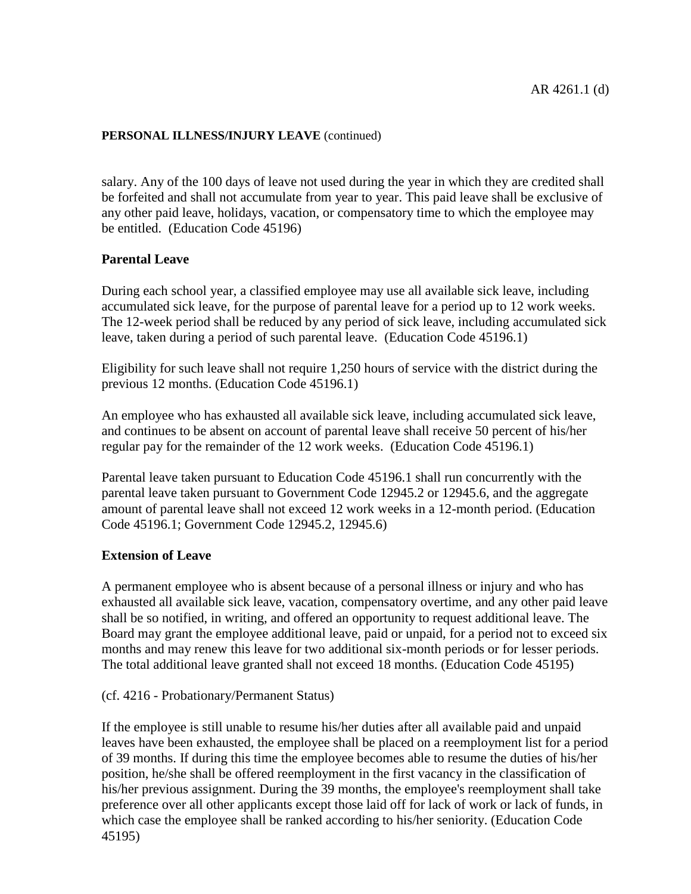salary. Any of the 100 days of leave not used during the year in which they are credited shall be forfeited and shall not accumulate from year to year. This paid leave shall be exclusive of any other paid leave, holidays, vacation, or compensatory time to which the employee may be entitled. (Education Code 45196)

**Parental Leave**

During each school year, a classified employee may use all available sick leave, including accumulated sick leave, for the purpose of parental leave for a period up to 12 work weeks. The 12-week period shall be reduced by any period of sick leave, including accumulated sick leave, taken during a period of such parental leave. (Education Code 45196.1)

Eligibility for such leave shall not require 1,250 hours of service with the district during the previous 12 months. (Education Code 45196.1)

An employee who has exhausted all available sick leave, including accumulated sick leave, and continues to be absent on account of parental leave shall receive 50 percent of his/her regular pay for the remainder of the 12 work weeks. (Education Code 45196.1)

Parental leave taken pursuant to Education Code 45196.1 shall run concurrently with the parental leave taken pursuant to Government Code 12945.2 or 12945.6, and the aggregate amount of parental leave shall not exceed 12 work weeks in a 12-month period. (Education Code 45196.1; Government Code 12945.2, 12945.6)

**Extension of Leave**

A permanent employee who is absent because of a personal illness or injury and who has exhausted all available sick leave, vacation, compensatory overtime, and any other paid leave shall be so notified, in writing, and offered an opportunity to request additional leave. The Board may grant the employee additional leave, paid or unpaid, for a period not to exceed six months and may renew this leave for two additional six-month periods or for lesser periods. The total additional leave granted shall not exceed 18 months. (Education Code 45195)

(cf. 4216 - Probationary/Permanent Status)

If the employee is still unable to resume his/her duties after all available paid and unpaid leaves have been exhausted, the employee shall be placed on a reemployment list for a period of 39 months. If during this time the employee becomes able to resume the duties of his/her position, he/she shall be offered reemployment in the first vacancy in the classification of his/her previous assignment. During the 39 months, the employee's reemployment shall take preference over all other applicants except those laid off for lack of work or lack of funds, in which case the employee shall be ranked according to his/her seniority. (Education Code 45195)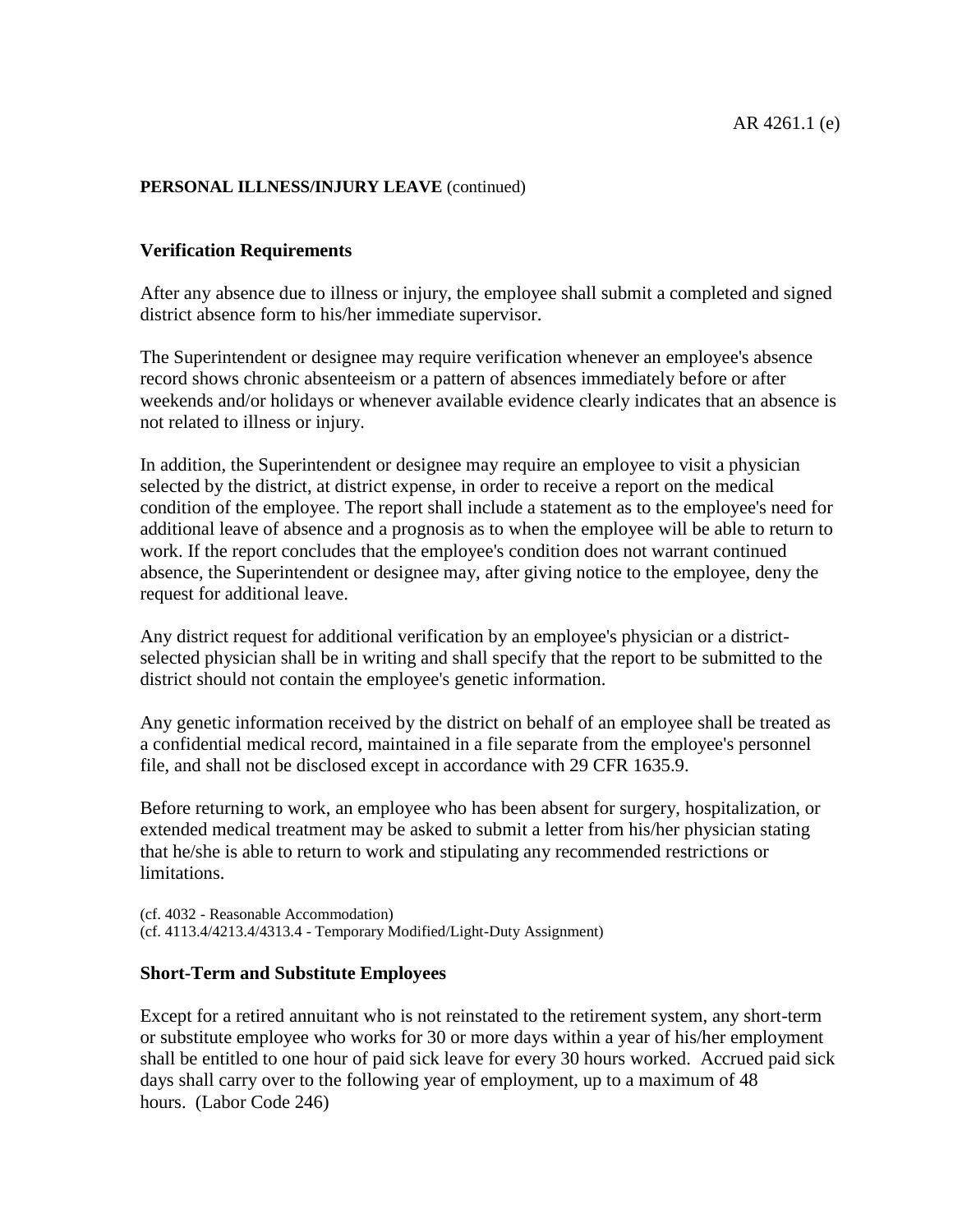**PERSONAL ILLNESS/INJURY LEAVE** (continued)

### Verification Requirements

After any absence due to illness or injury, the employee shall submit a completed and signed district absence form to his/her immediate supervisor.

The Superintendent or designee may require verification whenever an employee's absence record shows chronic absenteeism or a pattern of absences immediately before or after weekends and/or holidays or whenever available evidence clearly indicates that an absence is not related to illness or injury.

In addition, the Superintendent or designee may require an employee to visit a physician selected by the district, at district expense, in order to receive a report on the medical condition of the employee. The report shall include a statement as to the employee's need for additional leave of absence and a prognosis as to when the employee will be able to return to work. If the report concludes that the employee's condition does not warrant continued absence, the Superintendent or designee may, after giving notice to the employee, deny the request for additional leave.

Any district request for additional verification by an employee's physician or a district-selected physician shall be in writing and shall specify that the report to be submitted to the district should not contain the employee's genetic information.

Any genetic information received by the district on behalf of an employee shall be treated as a confidential medical record, maintained in a file separate from the employee's personnel file, and shall not be disclosed except in accordance with 29 CFR 1635.9.

Before returning to work, an employee who has been absent for surgery, hospitalization, or extended medical treatment may be asked to submit a letter from his/her physician stating that he/she is able to return to work and stipulating any recommended restrictions or limitations.

(cf. 4032 - Reasonable Accommodation)
(cf. 4113.4/4213.4/4313.4 - Temporary Modified/Light-Duty Assignment)

### Short-Term and Substitute Employees

Except for a retired annuitant who is not reinstated to the retirement system, any short-term or substitute employee who works for 30 or more days within a year of his/her employment shall be entitled to one hour of paid sick leave for every 30 hours worked. Accrued paid sick days shall carry over to the following year of employment, up to a maximum of 48 hours. (Labor Code 246)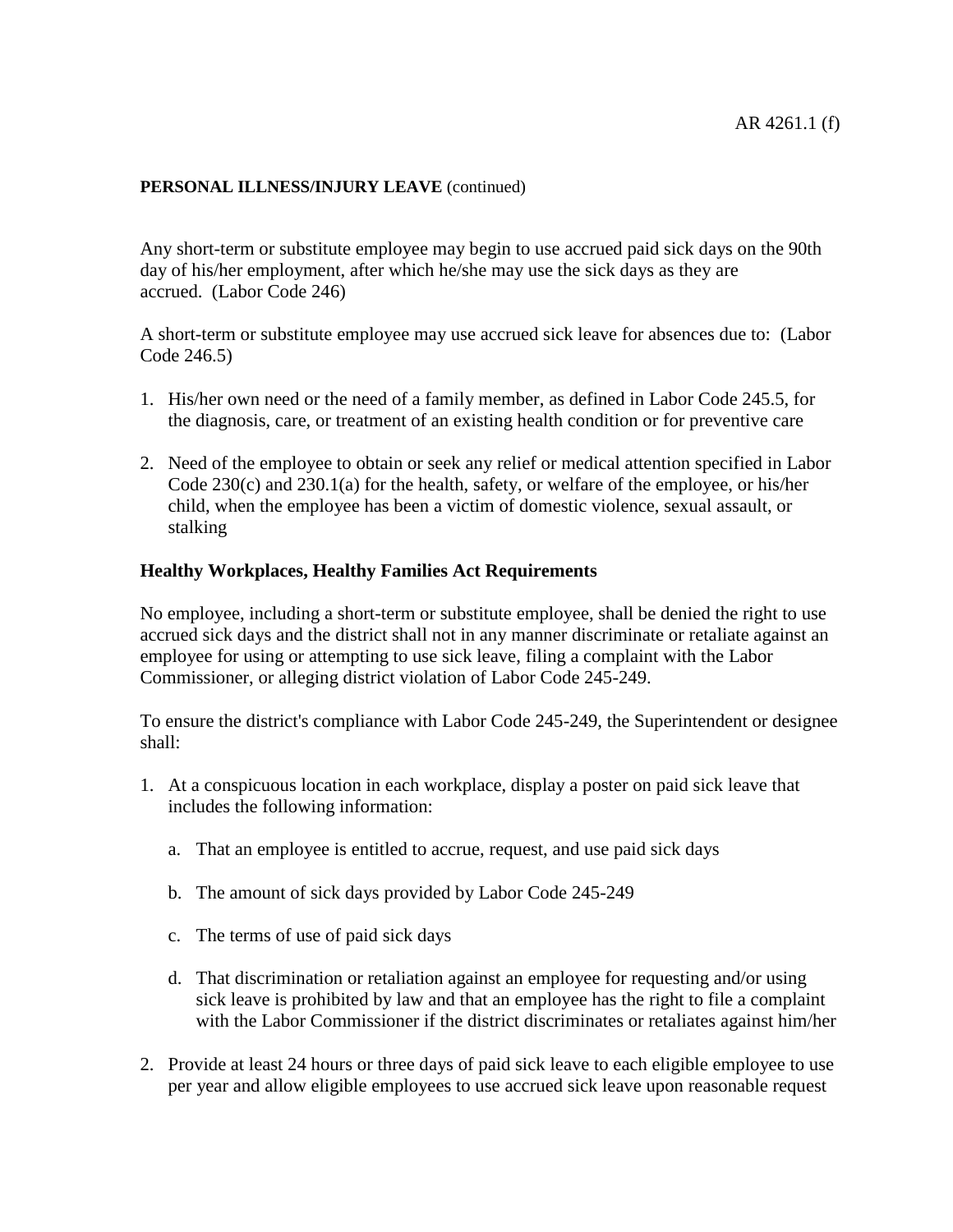**PERSONAL ILLNESS/INJURY LEAVE** (continued)

Any short-term or substitute employee may begin to use accrued paid sick days on the 90th day of his/her employment, after which he/she may use the sick days as they are accrued. (Labor Code 246)

A short-term or substitute employee may use accrued sick leave for absences due to: (Labor Code 246.5)

1. His/her own need or the need of a family member, as defined in Labor Code 245.5, for the diagnosis, care, or treatment of an existing health condition or for preventive care

2. Need of the employee to obtain or seek any relief or medical attention specified in Labor Code 230(c) and 230.1(a) for the health, safety, or welfare of the employee, or his/her child, when the employee has been a victim of domestic violence, sexual assault, or stalking

**Healthy Workplaces, Healthy Families Act Requirements**

No employee, including a short-term or substitute employee, shall be denied the right to use accrued sick days and the district shall not in any manner discriminate or retaliate against an employee for using or attempting to use sick leave, filing a complaint with the Labor Commissioner, or alleging district violation of Labor Code 245-249.

To ensure the district's compliance with Labor Code 245-249, the Superintendent or designee shall:

1. At a conspicuous location in each workplace, display a poster on paid sick leave that includes the following information:

   a. That an employee is entitled to accrue, request, and use paid sick days

   b. The amount of sick days provided by Labor Code 245-249

   c. The terms of use of paid sick days

   d. That discrimination or retaliation against an employee for requesting and/or using sick leave is prohibited by law and that an employee has the right to file a complaint with the Labor Commissioner if the district discriminates or retaliates against him/her

2. Provide at least 24 hours or three days of paid sick leave to each eligible employee to use per year and allow eligible employees to use accrued sick leave upon reasonable request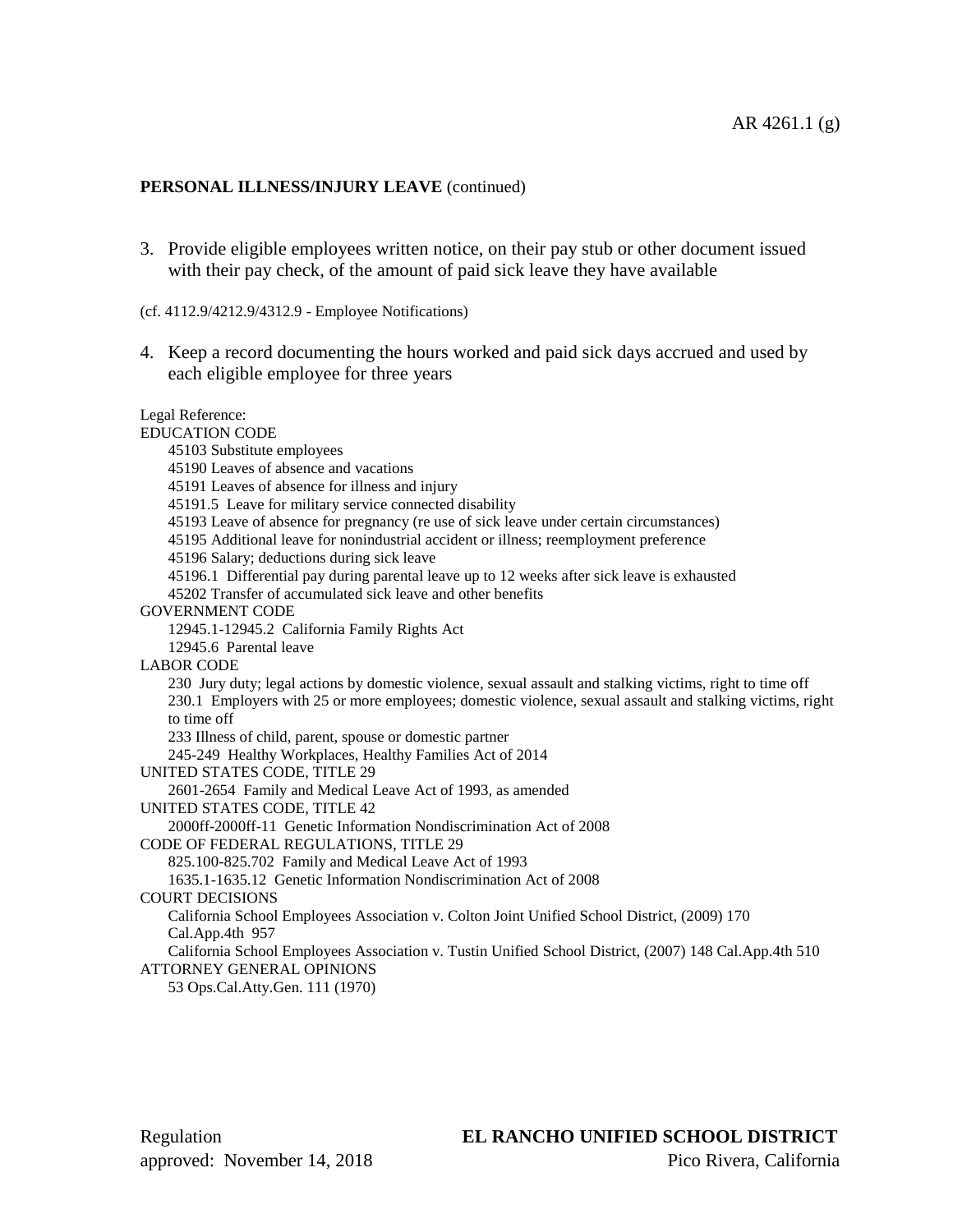**PERSONAL ILLNESS/INJURY LEAVE** (continued)

3. Provide eligible employees written notice, on their pay stub or other document issued with their pay check, of the amount of paid sick leave they have available

(cf. 4112.9/4212.9/4312.9 - Employee Notifications)

4. Keep a record documenting the hours worked and paid sick days accrued and used by each eligible employee for three years

Legal Reference:

EDUCATION CODE

45103 Substitute employees

45190 Leaves of absence and vacations

45191 Leaves of absence for illness and injury

45191.5 Leave for military service connected disability

45193 Leave of absence for pregnancy (re use of sick leave under certain circumstances)

45195 Additional leave for nonindustrial accident or illness; reemployment preference

45196 Salary; deductions during sick leave

45196.1 Differential pay during parental leave up to 12 weeks after sick leave is exhausted

45202 Transfer of accumulated sick leave and other benefits

GOVERNMENT CODE

12945.1-12945.2 California Family Rights Act

12945.6 Parental leave

LABOR CODE

230 Jury duty; legal actions by domestic violence, sexual assault and stalking victims, right to time off

230.1 Employers with 25 or more employees; domestic violence, sexual assault and stalking victims, right to time off

233 Illness of child, parent, spouse or domestic partner

245-249 Healthy Workplaces, Healthy Families Act of 2014

UNITED STATES CODE, TITLE 29

2601-2654 Family and Medical Leave Act of 1993, as amended

UNITED STATES CODE, TITLE 42

2000ff-2000ff-11 Genetic Information Nondiscrimination Act of 2008

CODE OF FEDERAL REGULATIONS, TITLE 29

825.100-825.702 Family and Medical Leave Act of 1993

1635.1-1635.12 Genetic Information Nondiscrimination Act of 2008

COURT DECISIONS

California School Employees Association v. Colton Joint Unified School District, (2009) 170 Cal.App.4th 957

California School Employees Association v. Tustin Unified School District, (2007) 148 Cal.App.4th 510

ATTORNEY GENERAL OPINIONS

53 Ops.Cal.Atty.Gen. 111 (1970)

Regulation approved: November 14, 2018

**EL RANCHO UNIFIED SCHOOL DISTRICT**
Pico Rivera, California